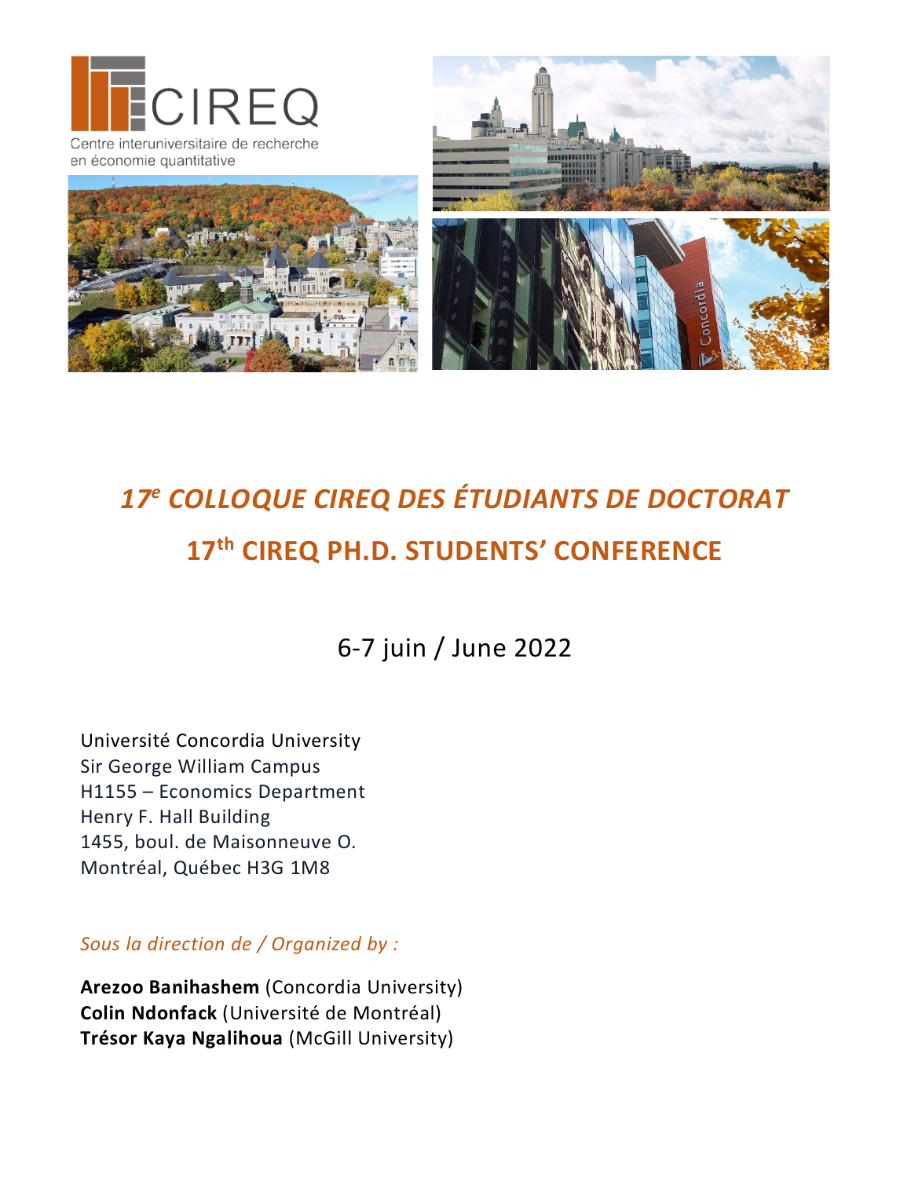CIREQ

Centre interuniversitaire de recherche en économie quantitative

# *17e COLLOQUE CIREQ DES ÉTUDIANTS DE DOCTORAT*

# 17th CIREQ PH.D. STUDENTS' CONFERENCE

6-7 juin / June 2022

Université Concordia University
Sir George William Campus
H1155 – Economics Department
Henry F. Hall Building
1455, boul. de Maisonneuve O.
Montréal, Québec H3G 1M8

*Sous la direction de / Organized by :*

**Arezoo Banihashem** (Concordia University)
**Colin Ndonfack** (Université de Montréal)
**Trésor Kaya Ngalihoua** (McGill University)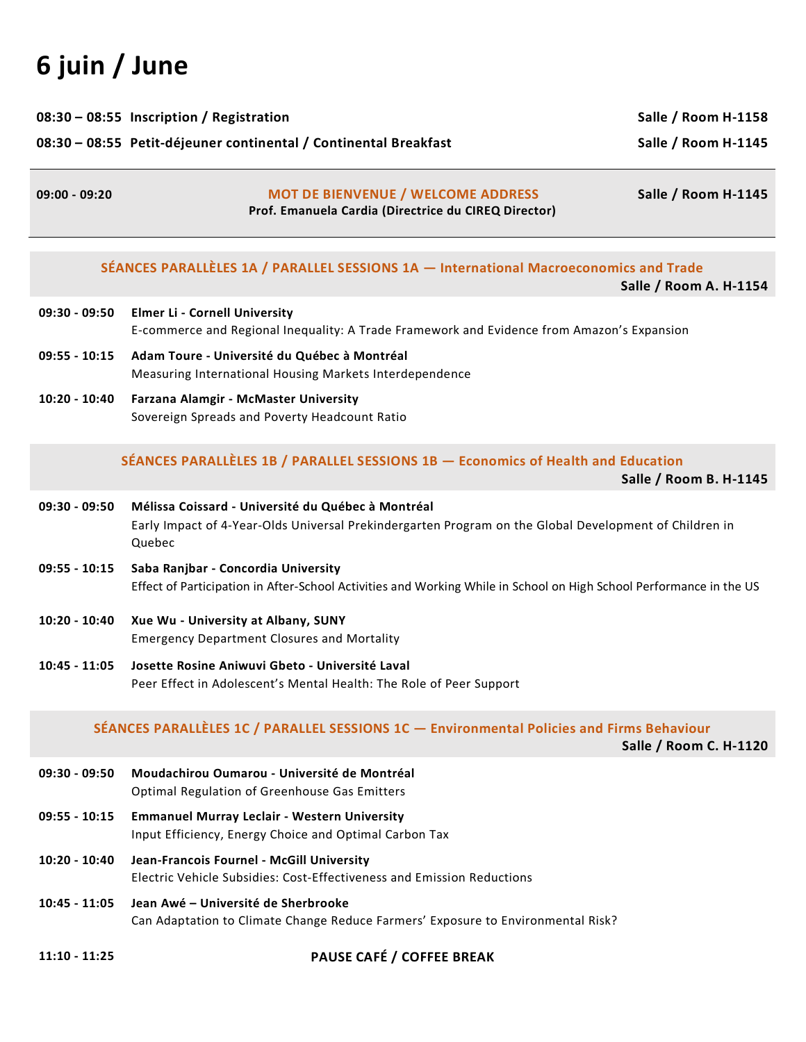# 6 juin / June

**08:30 – 08:55 Inscription / Registration** — **Salle / Room H-1158**

**08:30 – 08:55 Petit-déjeuner continental / Continental Breakfast** — **Salle / Room H-1145**

---

**09:00 - 09:20** — **MOT DE BIENVENUE / WELCOME ADDRESS** — **Salle / Room H-1145**

**Prof. Emanuela Cardia (Directrice du CIREQ Director)**

---

## SÉANCES PARALLÈLES 1A / PARALLEL SESSIONS 1A — International Macroeconomics and Trade

**Salle / Room A. H-1154**

**09:30 - 09:50** **Elmer Li - Cornell University**
E-commerce and Regional Inequality: A Trade Framework and Evidence from Amazon's Expansion

**09:55 - 10:15** **Adam Toure - Université du Québec à Montréal**
Measuring International Housing Markets Interdependence

**10:20 - 10:40** **Farzana Alamgir - McMaster University**
Sovereign Spreads and Poverty Headcount Ratio

## SÉANCES PARALLÈLES 1B / PARALLEL SESSIONS 1B — Economics of Health and Education

**Salle / Room B. H-1145**

**09:30 - 09:50** **Mélissa Coissard - Université du Québec à Montréal**
Early Impact of 4-Year-Olds Universal Prekindergarten Program on the Global Development of Children in Quebec

**09:55 - 10:15** **Saba Ranjbar - Concordia University**
Effect of Participation in After-School Activities and Working While in School on High School Performance in the US

**10:20 - 10:40** **Xue Wu - University at Albany, SUNY**
Emergency Department Closures and Mortality

**10:45 - 11:05** **Josette Rosine Aniwuvi Gbeto - Université Laval**
Peer Effect in Adolescent's Mental Health: The Role of Peer Support

## SÉANCES PARALLÈLES 1C / PARALLEL SESSIONS 1C — Environmental Policies and Firms Behaviour

**Salle / Room C. H-1120**

**09:30 - 09:50** **Moudachirou Oumarou - Université de Montréal**
Optimal Regulation of Greenhouse Gas Emitters

**09:55 - 10:15** **Emmanuel Murray Leclair - Western University**
Input Efficiency, Energy Choice and Optimal Carbon Tax

**10:20 - 10:40** **Jean-Francois Fournel - McGill University**
Electric Vehicle Subsidies: Cost-Effectiveness and Emission Reductions

**10:45 - 11:05** **Jean Awé – Université de Sherbrooke**
Can Adaptation to Climate Change Reduce Farmers' Exposure to Environmental Risk?

**11:10 - 11:25** **PAUSE CAFÉ / COFFEE BREAK**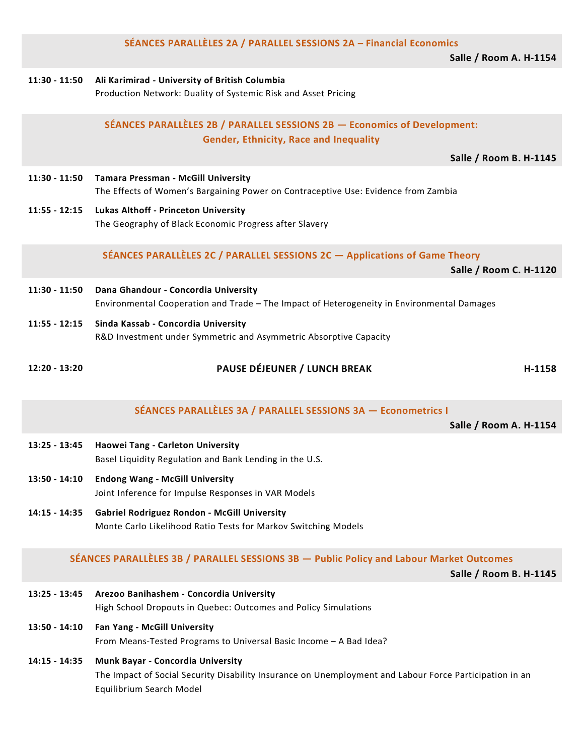## SÉANCES PARALLÈLES 2A / PARALLEL SESSIONS 2A – Financial Economics

**Salle / Room A. H-1154**

**11:30 - 11:50** **Ali Karimirad - University of British Columbia**
Production Network: Duality of Systemic Risk and Asset Pricing

## SÉANCES PARALLÈLES 2B / PARALLEL SESSIONS 2B — Economics of Development: Gender, Ethnicity, Race and Inequality

**Salle / Room B. H-1145**

**11:30 - 11:50** **Tamara Pressman - McGill University**
The Effects of Women's Bargaining Power on Contraceptive Use: Evidence from Zambia

**11:55 - 12:15** **Lukas Althoff - Princeton University**
The Geography of Black Economic Progress after Slavery

## SÉANCES PARALLÈLES 2C / PARALLEL SESSIONS 2C — Applications of Game Theory

**Salle / Room C. H-1120**

**11:30 - 11:50** **Dana Ghandour - Concordia University**
Environmental Cooperation and Trade – The Impact of Heterogeneity in Environmental Damages

**11:55 - 12:15** **Sinda Kassab - Concordia University**
R&D Investment under Symmetric and Asymmetric Absorptive Capacity

**12:20 - 13:20** **PAUSE DÉJEUNER / LUNCH BREAK** **H-1158**

## SÉANCES PARALLÈLES 3A / PARALLEL SESSIONS 3A — Econometrics I

**Salle / Room A. H-1154**

**13:25 - 13:45** **Haowei Tang - Carleton University**
Basel Liquidity Regulation and Bank Lending in the U.S.

**13:50 - 14:10** **Endong Wang - McGill University**
Joint Inference for Impulse Responses in VAR Models

**14:15 - 14:35** **Gabriel Rodriguez Rondon - McGill University**
Monte Carlo Likelihood Ratio Tests for Markov Switching Models

## SÉANCES PARALLÈLES 3B / PARALLEL SESSIONS 3B — Public Policy and Labour Market Outcomes

**Salle / Room B. H-1145**

**13:25 - 13:45** **Arezoo Banihashem - Concordia University**
High School Dropouts in Quebec: Outcomes and Policy Simulations

**13:50 - 14:10** **Fan Yang - McGill University**
From Means-Tested Programs to Universal Basic Income – A Bad Idea?

**14:15 - 14:35** **Munk Bayar - Concordia University**
The Impact of Social Security Disability Insurance on Unemployment and Labour Force Participation in an Equilibrium Search Model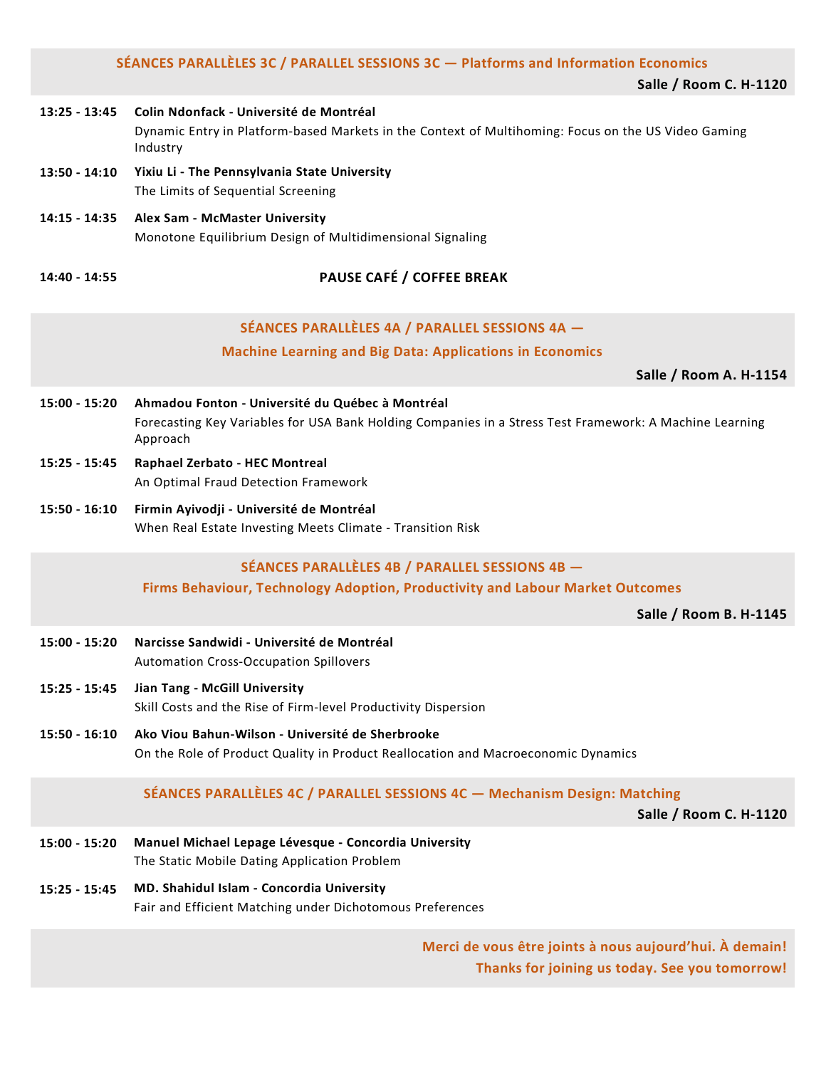## SÉANCES PARALLÈLES 3C / PARALLEL SESSIONS 3C — Platforms and Information Economics

**Salle / Room C. H-1120**

**13:25 - 13:45** **Colin Ndonfack - Université de Montréal**
Dynamic Entry in Platform-based Markets in the Context of Multihoming: Focus on the US Video Gaming Industry

**13:50 - 14:10** **Yixiu Li - The Pennsylvania State University**
The Limits of Sequential Screening

**14:15 - 14:35** **Alex Sam - McMaster University**
Monotone Equilibrium Design of Multidimensional Signaling

**14:40 - 14:55** **PAUSE CAFÉ / COFFEE BREAK**

## SÉANCES PARALLÈLES 4A / PARALLEL SESSIONS 4A — Machine Learning and Big Data: Applications in Economics

**Salle / Room A. H-1154**

**15:00 - 15:20** **Ahmadou Fonton - Université du Québec à Montréal**
Forecasting Key Variables for USA Bank Holding Companies in a Stress Test Framework: A Machine Learning Approach

**15:25 - 15:45** **Raphael Zerbato - HEC Montreal**
An Optimal Fraud Detection Framework

**15:50 - 16:10** **Firmin Ayivodji - Université de Montréal**
When Real Estate Investing Meets Climate - Transition Risk

## SÉANCES PARALLÈLES 4B / PARALLEL SESSIONS 4B — Firms Behaviour, Technology Adoption, Productivity and Labour Market Outcomes

**Salle / Room B. H-1145**

**15:00 - 15:20** **Narcisse Sandwidi - Université de Montréal**
Automation Cross-Occupation Spillovers

**15:25 - 15:45** **Jian Tang - McGill University**
Skill Costs and the Rise of Firm-level Productivity Dispersion

**15:50 - 16:10** **Ako Viou Bahun-Wilson - Université de Sherbrooke**
On the Role of Product Quality in Product Reallocation and Macroeconomic Dynamics

## SÉANCES PARALLÈLES 4C / PARALLEL SESSIONS 4C — Mechanism Design: Matching

**Salle / Room C. H-1120**

**15:00 - 15:20** **Manuel Michael Lepage Lévesque - Concordia University**
The Static Mobile Dating Application Problem

**15:25 - 15:45** **MD. Shahidul Islam - Concordia University**
Fair and Efficient Matching under Dichotomous Preferences

**Merci de vous être joints à nous aujourd'hui. À demain!**
**Thanks for joining us today. See you tomorrow!**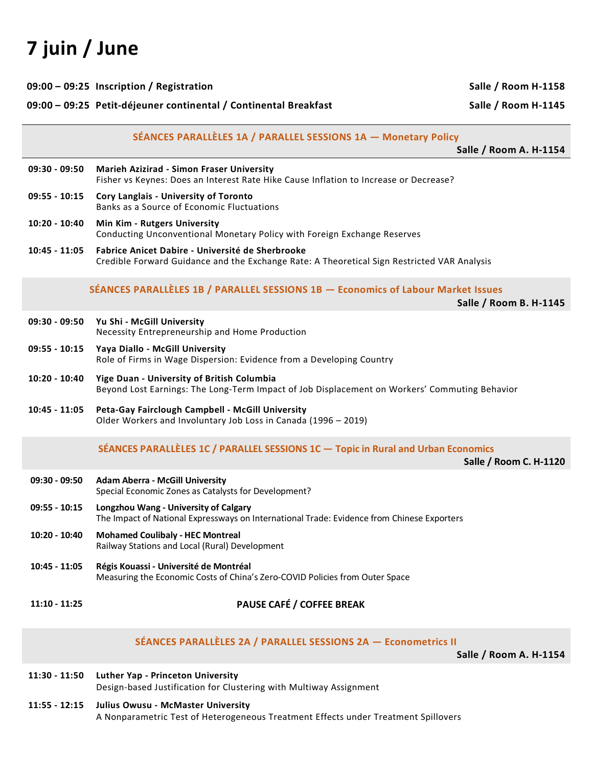# 7 juin / June

**09:00 – 09:25 Inscription / Registration** — **Salle / Room H-1158**

**09:00 – 09:25 Petit-déjeuner continental / Continental Breakfast** — **Salle / Room H-1145**

## SÉANCES PARALLÈLES 1A / PARALLEL SESSIONS 1A — Monetary Policy

**Salle / Room A. H-1154**

**09:30 - 09:50** **Marieh Azizirad - Simon Fraser University**
Fisher vs Keynes: Does an Interest Rate Hike Cause Inflation to Increase or Decrease?

**09:55 - 10:15** **Cory Langlais - University of Toronto**
Banks as a Source of Economic Fluctuations

**10:20 - 10:40** **Min Kim - Rutgers University**
Conducting Unconventional Monetary Policy with Foreign Exchange Reserves

**10:45 - 11:05** **Fabrice Anicet Dabire - Université de Sherbrooke**
Credible Forward Guidance and the Exchange Rate: A Theoretical Sign Restricted VAR Analysis

## SÉANCES PARALLÈLES 1B / PARALLEL SESSIONS 1B — Economics of Labour Market Issues

**Salle / Room B. H-1145**

**09:30 - 09:50** **Yu Shi - McGill University**
Necessity Entrepreneurship and Home Production

**09:55 - 10:15** **Yaya Diallo - McGill University**
Role of Firms in Wage Dispersion: Evidence from a Developing Country

**10:20 - 10:40** **Yige Duan - University of British Columbia**
Beyond Lost Earnings: The Long-Term Impact of Job Displacement on Workers' Commuting Behavior

**10:45 - 11:05** **Peta-Gay Fairclough Campbell - McGill University**
Older Workers and Involuntary Job Loss in Canada (1996 – 2019)

## SÉANCES PARALLÈLES 1C / PARALLEL SESSIONS 1C — Topic in Rural and Urban Economics

**Salle / Room C. H-1120**

**09:30 - 09:50** **Adam Aberra - McGill University**
Special Economic Zones as Catalysts for Development?

**09:55 - 10:15** **Longzhou Wang - University of Calgary**
The Impact of National Expressways on International Trade: Evidence from Chinese Exporters

**10:20 - 10:40** **Mohamed Coulibaly - HEC Montreal**
Railway Stations and Local (Rural) Development

**10:45 - 11:05** **Régis Kouassi - Université de Montréal**
Measuring the Economic Costs of China's Zero-COVID Policies from Outer Space

**11:10 - 11:25** **PAUSE CAFÉ / COFFEE BREAK**

## SÉANCES PARALLÈLES 2A / PARALLEL SESSIONS 2A — Econometrics II

**Salle / Room A. H-1154**

**11:30 - 11:50** **Luther Yap - Princeton University**
Design-based Justification for Clustering with Multiway Assignment

**11:55 - 12:15** **Julius Owusu - McMaster University**
A Nonparametric Test of Heterogeneous Treatment Effects under Treatment Spillovers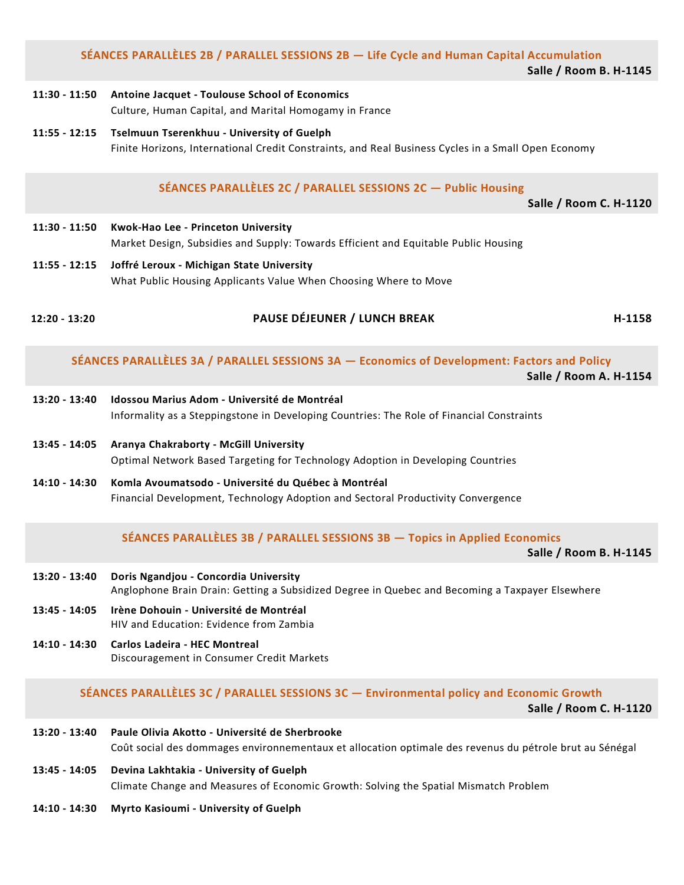## SÉANCES PARALLÈLES 2B / PARALLEL SESSIONS 2B — Life Cycle and Human Capital Accumulation

**Salle / Room B. H-1145**

**11:30 - 11:50** **Antoine Jacquet - Toulouse School of Economics**
Culture, Human Capital, and Marital Homogamy in France

**11:55 - 12:15** **Tselmuun Tserenkhuu - University of Guelph**
Finite Horizons, International Credit Constraints, and Real Business Cycles in a Small Open Economy

## SÉANCES PARALLÈLES 2C / PARALLEL SESSIONS 2C — Public Housing

**Salle / Room C. H-1120**

**11:30 - 11:50** **Kwok-Hao Lee - Princeton University**
Market Design, Subsidies and Supply: Towards Efficient and Equitable Public Housing

**11:55 - 12:15** **Joffré Leroux - Michigan State University**
What Public Housing Applicants Value When Choosing Where to Move

**12:20 - 13:20** **PAUSE DÉJEUNER / LUNCH BREAK** **H-1158**

## SÉANCES PARALLÈLES 3A / PARALLEL SESSIONS 3A — Economics of Development: Factors and Policy

**Salle / Room A. H-1154**

**13:20 - 13:40** **Idossou Marius Adom - Université de Montréal**
Informality as a Steppingstone in Developing Countries: The Role of Financial Constraints

**13:45 - 14:05** **Aranya Chakraborty - McGill University**
Optimal Network Based Targeting for Technology Adoption in Developing Countries

**14:10 - 14:30** **Komla Avoumatsodo - Université du Québec à Montréal**
Financial Development, Technology Adoption and Sectoral Productivity Convergence

## SÉANCES PARALLÈLES 3B / PARALLEL SESSIONS 3B — Topics in Applied Economics

**Salle / Room B. H-1145**

**13:20 - 13:40** **Doris Ngandjou - Concordia University**
Anglophone Brain Drain: Getting a Subsidized Degree in Quebec and Becoming a Taxpayer Elsewhere

**13:45 - 14:05** **Irène Dohouin - Université de Montréal**
HIV and Education: Evidence from Zambia

**14:10 - 14:30** **Carlos Ladeira - HEC Montreal**
Discouragement in Consumer Credit Markets

## SÉANCES PARALLÈLES 3C / PARALLEL SESSIONS 3C — Environmental policy and Economic Growth

**Salle / Room C. H-1120**

**13:20 - 13:40** **Paule Olivia Akotto - Université de Sherbrooke**
Coût social des dommages environnementaux et allocation optimale des revenus du pétrole brut au Sénégal

**13:45 - 14:05** **Devina Lakhtakia - University of Guelph**
Climate Change and Measures of Economic Growth: Solving the Spatial Mismatch Problem

**14:10 - 14:30** **Myrto Kasioumi - University of Guelph**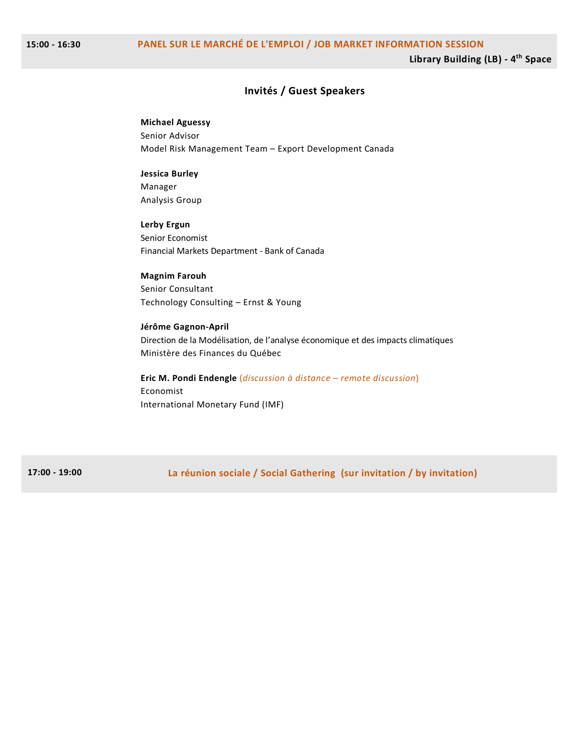**15:00 - 16:30** **PANEL SUR LE MARCHÉ DE L'EMPLOI / JOB MARKET INFORMATION SESSION**

**Library Building (LB) - 4th Space**

## Invités / Guest Speakers

**Michael Aguessy**
Senior Advisor
Model Risk Management Team – Export Development Canada

**Jessica Burley**
Manager
Analysis Group

**Lerby Ergun**
Senior Economist
Financial Markets Department - Bank of Canada

**Magnim Farouh**
Senior Consultant
Technology Consulting – Ernst & Young

**Jérôme Gagnon-April**
Direction de la Modélisation, de l'analyse économique et des impacts climatiques
Ministère des Finances du Québec

**Eric M. Pondi Endengle** (*discussion à distance – remote discussion*)
Economist
International Monetary Fund (IMF)

**17:00 - 19:00** **La réunion sociale / Social Gathering (sur invitation / by invitation)**